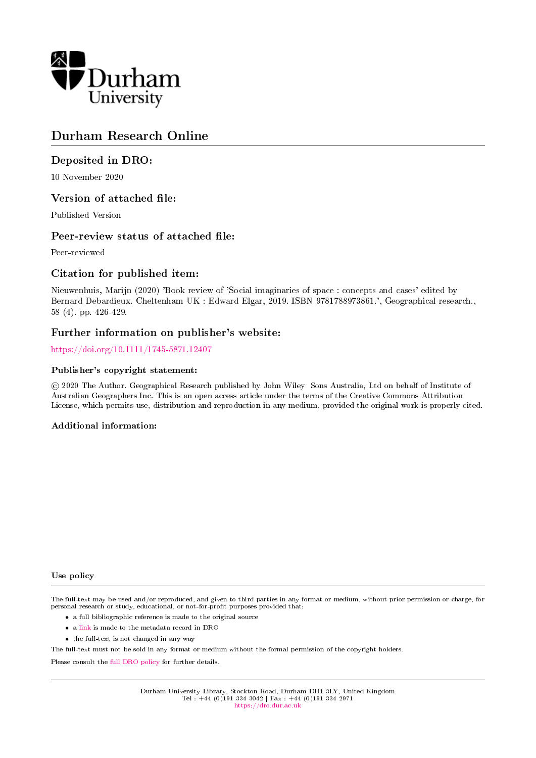Durham University

# Durham Research Online

## Deposited in DRO:

10 November 2020

## Version of attached file:

Published Version

## Peer-review status of attached file:

Peer-reviewed

## Citation for published item:

Nieuwenhuis, Marijn (2020) 'Book review of 'Social imaginaries of space : concepts and cases' edited by Bernard Debardieux. Cheltenham UK : Edward Elgar, 2019. ISBN 9781788973861.', Geographical research., 58 (4). pp. 426-429.

## Further information on publisher's website:

https://doi.org/10.1111/1745-5871.12407

### Publisher's copyright statement:

© 2020 The Author. Geographical Research published by John Wiley Sons Australia, Ltd on behalf of Institute of Australian Geographers Inc. This is an open access article under the terms of the Creative Commons Attribution License, which permits use, distribution and reproduction in any medium, provided the original work is properly cited.

### Additional information:

### Use policy

The full-text may be used and/or reproduced, and given to third parties in any format or medium, without prior permission or charge, for personal research or study, educational, or not-for-profit purposes provided that:

- a full bibliographic reference is made to the original source
- a link is made to the metadata record in DRO
- the full-text is not changed in any way

The full-text must not be sold in any format or medium without the formal permission of the copyright holders.

Please consult the full DRO policy for further details.

Durham University Library, Stockton Road, Durham DH1 3LY, United Kingdom
Tel : +44 (0)191 334 3042 | Fax : +44 (0)191 334 2971
https://dro.dur.ac.uk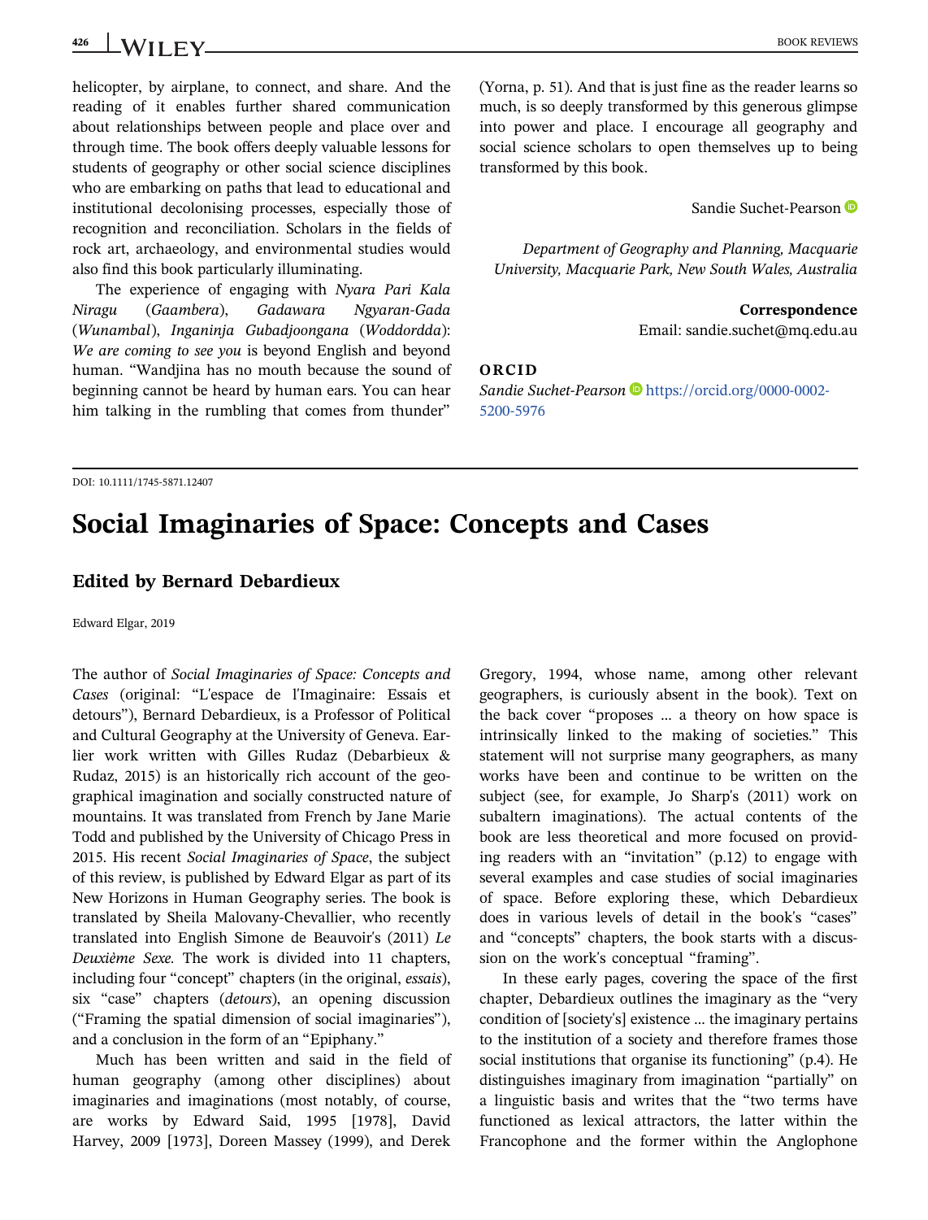helicopter, by airplane, to connect, and share. And the reading of it enables further shared communication about relationships between people and place over and through time. The book offers deeply valuable lessons for students of geography or other social science disciplines who are embarking on paths that lead to educational and institutional decolonising processes, especially those of recognition and reconciliation. Scholars in the fields of rock art, archaeology, and environmental studies would also find this book particularly illuminating.

The experience of engaging with *Nyara Pari Kala Niragu* (*Gaambera*), *Gadawara Ngyaran-Gada* (*Wunambal*), *Inganinja Gubadjoongana* (*Woddordda*): *We are coming to see you* is beyond English and beyond human. "Wandjina has no mouth because the sound of beginning cannot be heard by human ears. You can hear him talking in the rumbling that comes from thunder" (Yorna, p. 51). And that is just fine as the reader learns so much, is so deeply transformed by this generous glimpse into power and place. I encourage all geography and social science scholars to open themselves up to being transformed by this book.

Sandie Suchet-Pearson

*Department of Geography and Planning, Macquarie University, Macquarie Park, New South Wales, Australia*

**Correspondence**
Email: sandie.suchet@mq.edu.au

**ORCID**

*Sandie Suchet-Pearson* https://orcid.org/0000-0002-5200-5976

DOI: 10.1111/1745-5871.12407

# Social Imaginaries of Space: Concepts and Cases

### Edited by Bernard Debardieux

Edward Elgar, 2019

The author of *Social Imaginaries of Space: Concepts and Cases* (original: "L'espace de l'Imaginaire: Essais et detours"), Bernard Debardieux, is a Professor of Political and Cultural Geography at the University of Geneva. Earlier work written with Gilles Rudaz (Debarbieux & Rudaz, 2015) is an historically rich account of the geographical imagination and socially constructed nature of mountains. It was translated from French by Jane Marie Todd and published by the University of Chicago Press in 2015. His recent *Social Imaginaries of Space*, the subject of this review, is published by Edward Elgar as part of its New Horizons in Human Geography series. The book is translated by Sheila Malovany-Chevallier, who recently translated into English Simone de Beauvoir's (2011) *Le Deuxième Sexe.* The work is divided into 11 chapters, including four "concept" chapters (in the original, *essais*), six "case" chapters (*detours*), an opening discussion ("Framing the spatial dimension of social imaginaries"), and a conclusion in the form of an "Epiphany."

Much has been written and said in the field of human geography (among other disciplines) about imaginaries and imaginations (most notably, of course, are works by Edward Said, 1995 [1978], David Harvey, 2009 [1973], Doreen Massey (1999), and Derek Gregory, 1994, whose name, among other relevant geographers, is curiously absent in the book). Text on the back cover "proposes … a theory on how space is intrinsically linked to the making of societies." This statement will not surprise many geographers, as many works have been and continue to be written on the subject (see, for example, Jo Sharp's (2011) work on subaltern imaginations). The actual contents of the book are less theoretical and more focused on providing readers with an "invitation" (p.12) to engage with several examples and case studies of social imaginaries of space. Before exploring these, which Debardieux does in various levels of detail in the book's "cases" and "concepts" chapters, the book starts with a discussion on the work's conceptual "framing".

In these early pages, covering the space of the first chapter, Debardieux outlines the imaginary as the "very condition of [society's] existence … the imaginary pertains to the institution of a society and therefore frames those social institutions that organise its functioning" (p.4). He distinguishes imaginary from imagination "partially" on a linguistic basis and writes that the "two terms have functioned as lexical attractors, the latter within the Francophone and the former within the Anglophone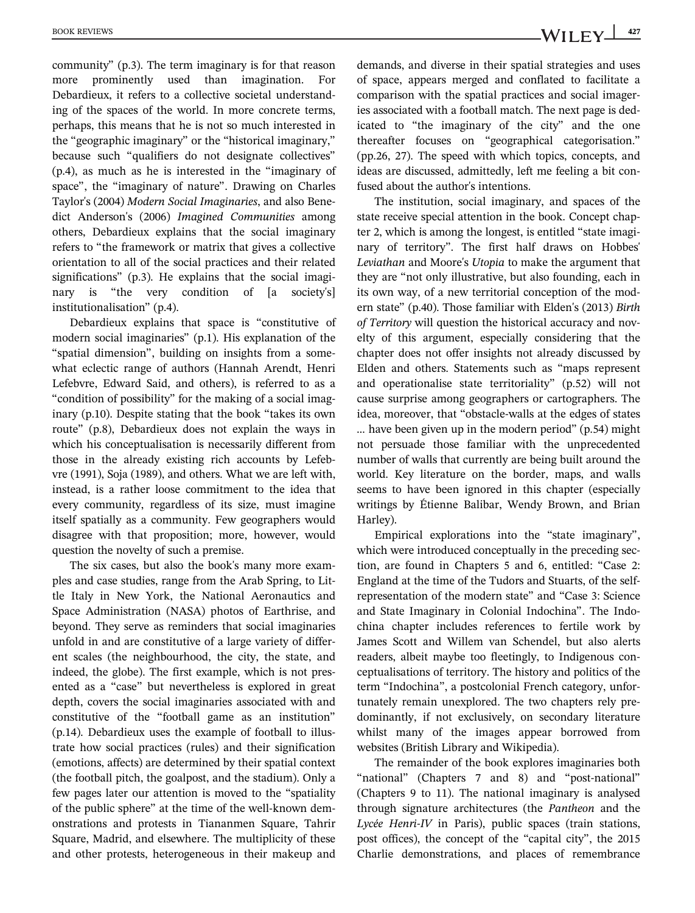community" (p.3). The term imaginary is for that reason more prominently used than imagination. For Debardieux, it refers to a collective societal understanding of the spaces of the world. In more concrete terms, perhaps, this means that he is not so much interested in the "geographic imaginary" or the "historical imaginary," because such "qualifiers do not designate collectives" (p.4), as much as he is interested in the "imaginary of space", the "imaginary of nature". Drawing on Charles Taylor's (2004) *Modern Social Imaginaries*, and also Benedict Anderson's (2006) *Imagined Communities* among others, Debardieux explains that the social imaginary refers to "the framework or matrix that gives a collective orientation to all of the social practices and their related significations" (p.3). He explains that the social imaginary is "the very condition of [a society's] institutionalisation" (p.4).

Debardieux explains that space is "constitutive of modern social imaginaries" (p.1). His explanation of the "spatial dimension", building on insights from a somewhat eclectic range of authors (Hannah Arendt, Henri Lefebvre, Edward Said, and others), is referred to as a "condition of possibility" for the making of a social imaginary (p.10). Despite stating that the book "takes its own route" (p.8), Debardieux does not explain the ways in which his conceptualisation is necessarily different from those in the already existing rich accounts by Lefebvre (1991), Soja (1989), and others. What we are left with, instead, is a rather loose commitment to the idea that every community, regardless of its size, must imagine itself spatially as a community. Few geographers would disagree with that proposition; more, however, would question the novelty of such a premise.

The six cases, but also the book's many more examples and case studies, range from the Arab Spring, to Little Italy in New York, the National Aeronautics and Space Administration (NASA) photos of Earthrise, and beyond. They serve as reminders that social imaginaries unfold in and are constitutive of a large variety of different scales (the neighbourhood, the city, the state, and indeed, the globe). The first example, which is not presented as a "case" but nevertheless is explored in great depth, covers the social imaginaries associated with and constitutive of the "football game as an institution" (p.14). Debardieux uses the example of football to illustrate how social practices (rules) and their signification (emotions, affects) are determined by their spatial context (the football pitch, the goalpost, and the stadium). Only a few pages later our attention is moved to the "spatiality of the public sphere" at the time of the well-known demonstrations and protests in Tiananmen Square, Tahrir Square, Madrid, and elsewhere. The multiplicity of these and other protests, heterogeneous in their makeup and demands, and diverse in their spatial strategies and uses of space, appears merged and conflated to facilitate a comparison with the spatial practices and social imageries associated with a football match. The next page is dedicated to "the imaginary of the city" and the one thereafter focuses on "geographical categorisation." (pp.26, 27). The speed with which topics, concepts, and ideas are discussed, admittedly, left me feeling a bit confused about the author's intentions.

The institution, social imaginary, and spaces of the state receive special attention in the book. Concept chapter 2, which is among the longest, is entitled "state imaginary of territory". The first half draws on Hobbes' *Leviathan* and Moore's *Utopia* to make the argument that they are "not only illustrative, but also founding, each in its own way, of a new territorial conception of the modern state" (p.40). Those familiar with Elden's (2013) *Birth of Territory* will question the historical accuracy and novelty of this argument, especially considering that the chapter does not offer insights not already discussed by Elden and others. Statements such as "maps represent and operationalise state territoriality" (p.52) will not cause surprise among geographers or cartographers. The idea, moreover, that "obstacle-walls at the edges of states … have been given up in the modern period" (p.54) might not persuade those familiar with the unprecedented number of walls that currently are being built around the world. Key literature on the border, maps, and walls seems to have been ignored in this chapter (especially writings by Étienne Balibar, Wendy Brown, and Brian Harley).

Empirical explorations into the "state imaginary", which were introduced conceptually in the preceding section, are found in Chapters 5 and 6, entitled: "Case 2: England at the time of the Tudors and Stuarts, of the self-representation of the modern state" and "Case 3: Science and State Imaginary in Colonial Indochina". The Indochina chapter includes references to fertile work by James Scott and Willem van Schendel, but also alerts readers, albeit maybe too fleetingly, to Indigenous conceptualisations of territory. The history and politics of the term "Indochina", a postcolonial French category, unfortunately remain unexplored. The two chapters rely predominantly, if not exclusively, on secondary literature whilst many of the images appear borrowed from websites (British Library and Wikipedia).

The remainder of the book explores imaginaries both "national" (Chapters 7 and 8) and "post-national" (Chapters 9 to 11). The national imaginary is analysed through signature architectures (the *Pantheon* and the *Lycée Henri-IV* in Paris), public spaces (train stations, post offices), the concept of the "capital city", the 2015 Charlie demonstrations, and places of remembrance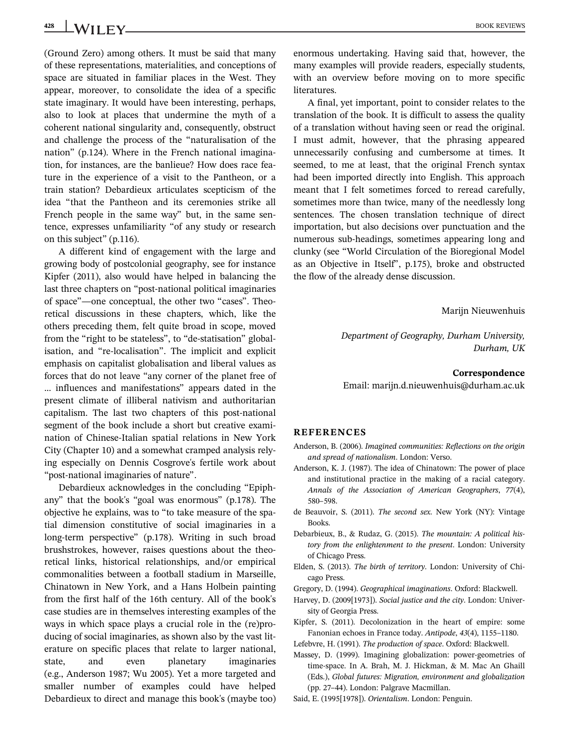(Ground Zero) among others. It must be said that many of these representations, materialities, and conceptions of space are situated in familiar places in the West. They appear, moreover, to consolidate the idea of a specific state imaginary. It would have been interesting, perhaps, also to look at places that undermine the myth of a coherent national singularity and, consequently, obstruct and challenge the process of the "naturalisation of the nation" (p.124). Where in the French national imagination, for instances, are the banlieue? How does race feature in the experience of a visit to the Pantheon, or a train station? Debardieux articulates scepticism of the idea "that the Pantheon and its ceremonies strike all French people in the same way" but, in the same sentence, expresses unfamiliarity "of any study or research on this subject" (p.116).

A different kind of engagement with the large and growing body of postcolonial geography, see for instance Kipfer (2011), also would have helped in balancing the last three chapters on "post-national political imaginaries of space"—one conceptual, the other two "cases". Theoretical discussions in these chapters, which, like the others preceding them, felt quite broad in scope, moved from the "right to be stateless", to "de-statisation" globalisation, and "re-localisation". The implicit and explicit emphasis on capitalist globalisation and liberal values as forces that do not leave "any corner of the planet free of … influences and manifestations" appears dated in the present climate of illiberal nativism and authoritarian capitalism. The last two chapters of this post-national segment of the book include a short but creative examination of Chinese-Italian spatial relations in New York City (Chapter 10) and a somewhat cramped analysis relying especially on Dennis Cosgrove's fertile work about "post-national imaginaries of nature".

Debardieux acknowledges in the concluding "Epiphany" that the book's "goal was enormous" (p.178). The objective he explains, was to "to take measure of the spatial dimension constitutive of social imaginaries in a long-term perspective" (p.178). Writing in such broad brushstrokes, however, raises questions about the theoretical links, historical relationships, and/or empirical commonalities between a football stadium in Marseille, Chinatown in New York, and a Hans Holbein painting from the first half of the 16th century. All of the book's case studies are in themselves interesting examples of the ways in which space plays a crucial role in the (re)producing of social imaginaries, as shown also by the vast literature on specific places that relate to larger national, state, and even planetary imaginaries (e.g., Anderson 1987; Wu 2005). Yet a more targeted and smaller number of examples could have helped Debardieux to direct and manage this book's (maybe too) enormous undertaking. Having said that, however, the many examples will provide readers, especially students, with an overview before moving on to more specific literatures.

A final, yet important, point to consider relates to the translation of the book. It is difficult to assess the quality of a translation without having seen or read the original. I must admit, however, that the phrasing appeared unnecessarily confusing and cumbersome at times. It seemed, to me at least, that the original French syntax had been imported directly into English. This approach meant that I felt sometimes forced to reread carefully, sometimes more than twice, many of the needlessly long sentences. The chosen translation technique of direct importation, but also decisions over punctuation and the numerous sub-headings, sometimes appearing long and clunky (see "World Circulation of the Bioregional Model as an Objective in Itself", p.175), broke and obstructed the flow of the already dense discussion.

Marijn Nieuwenhuis

*Department of Geography, Durham University, Durham, UK*

**Correspondence**

Email: marijn.d.nieuwenhuis@durham.ac.uk

## REFERENCES

Anderson, B. (2006). *Imagined communities: Reflections on the origin and spread of nationalism*. London: Verso.

Anderson, K. J. (1987). The idea of Chinatown: The power of place and institutional practice in the making of a racial category. *Annals of the Association of American Geographers*, *77*(4), 580–598.

de Beauvoir, S. (2011). *The second sex*. New York (NY): Vintage Books.

Debarbieux, B., & Rudaz, G. (2015). *The mountain: A political history from the enlightenment to the present*. London: University of Chicago Press.

Elden, S. (2013). *The birth of territory*. London: University of Chicago Press.

Gregory, D. (1994). *Geographical imaginations*. Oxford: Blackwell.

Harvey, D. (2009[1973]). *Social justice and the city*. London: University of Georgia Press.

Kipfer, S. (2011). Decolonization in the heart of empire: some Fanonian echoes in France today. *Antipode*, *43*(4), 1155–1180.

Lefebvre, H. (1991). *The production of space*. Oxford: Blackwell.

Massey, D. (1999). Imagining globalization: power-geometries of time-space. In A. Brah, M. J. Hickman, & M. Mac An Ghaill (Eds.), *Global futures: Migration, environment and globalization* (pp. 27–44). London: Palgrave Macmillan.

Said, E. (1995[1978]). *Orientalism*. London: Penguin.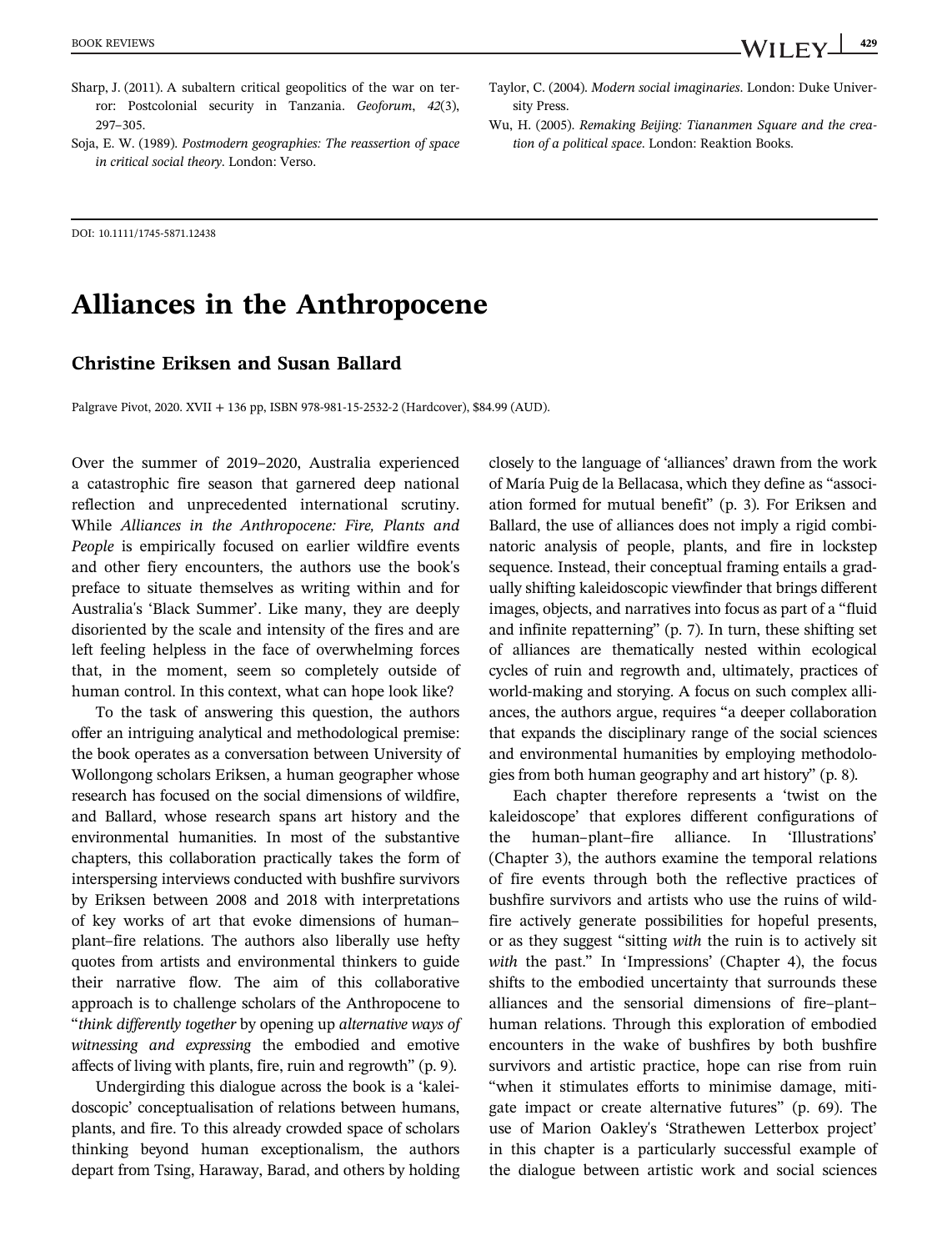Sharp, J. (2011). A subaltern critical geopolitics of the war on terror: Postcolonial security in Tanzania. *Geoforum*, *42*(3), 297–305.

Soja, E. W. (1989). *Postmodern geographies: The reassertion of space in critical social theory*. London: Verso.

Taylor, C. (2004). *Modern social imaginaries*. London: Duke University Press.

Wu, H. (2005). *Remaking Beijing: Tiananmen Square and the creation of a political space*. London: Reaktion Books.

DOI: 10.1111/1745-5871.12438

# Alliances in the Anthropocene

## Christine Eriksen and Susan Ballard

Palgrave Pivot, 2020. XVII + 136 pp, ISBN 978-981-15-2532-2 (Hardcover), $84.99 (AUD).

Over the summer of 2019–2020, Australia experienced a catastrophic fire season that garnered deep national reflection and unprecedented international scrutiny. While *Alliances in the Anthropocene: Fire, Plants and People* is empirically focused on earlier wildfire events and other fiery encounters, the authors use the book's preface to situate themselves as writing within and for Australia's 'Black Summer'. Like many, they are deeply disoriented by the scale and intensity of the fires and are left feeling helpless in the face of overwhelming forces that, in the moment, seem so completely outside of human control. In this context, what can hope look like?

To the task of answering this question, the authors offer an intriguing analytical and methodological premise: the book operates as a conversation between University of Wollongong scholars Eriksen, a human geographer whose research has focused on the social dimensions of wildfire, and Ballard, whose research spans art history and the environmental humanities. In most of the substantive chapters, this collaboration practically takes the form of interspersing interviews conducted with bushfire survivors by Eriksen between 2008 and 2018 with interpretations of key works of art that evoke dimensions of human–plant–fire relations. The authors also liberally use hefty quotes from artists and environmental thinkers to guide their narrative flow. The aim of this collaborative approach is to challenge scholars of the Anthropocene to "*think differently together* by opening up *alternative ways of witnessing and expressing* the embodied and emotive affects of living with plants, fire, ruin and regrowth" (p. 9).

Undergirding this dialogue across the book is a 'kaleidoscopic' conceptualisation of relations between humans, plants, and fire. To this already crowded space of scholars thinking beyond human exceptionalism, the authors depart from Tsing, Haraway, Barad, and others by holding closely to the language of 'alliances' drawn from the work of María Puig de la Bellacasa, which they define as "association formed for mutual benefit" (p. 3). For Eriksen and Ballard, the use of alliances does not imply a rigid combinatoric analysis of people, plants, and fire in lockstep sequence. Instead, their conceptual framing entails a gradually shifting kaleidoscopic viewfinder that brings different images, objects, and narratives into focus as part of a "fluid and infinite repatterning" (p. 7). In turn, these shifting set of alliances are thematically nested within ecological cycles of ruin and regrowth and, ultimately, practices of world-making and storying. A focus on such complex alliances, the authors argue, requires "a deeper collaboration that expands the disciplinary range of the social sciences and environmental humanities by employing methodologies from both human geography and art history" (p. 8).

Each chapter therefore represents a 'twist on the kaleidoscope' that explores different configurations of the human–plant–fire alliance. In 'Illustrations' (Chapter 3), the authors examine the temporal relations of fire events through both the reflective practices of bushfire survivors and artists who use the ruins of wildfire actively generate possibilities for hopeful presents, or as they suggest "sitting *with* the ruin is to actively sit *with* the past." In 'Impressions' (Chapter 4), the focus shifts to the embodied uncertainty that surrounds these alliances and the sensorial dimensions of fire–plant–human relations. Through this exploration of embodied encounters in the wake of bushfires by both bushfire survivors and artistic practice, hope can rise from ruin "when it stimulates efforts to minimise damage, mitigate impact or create alternative futures" (p. 69). The use of Marion Oakley's 'Strathewen Letterbox project' in this chapter is a particularly successful example of the dialogue between artistic work and social sciences